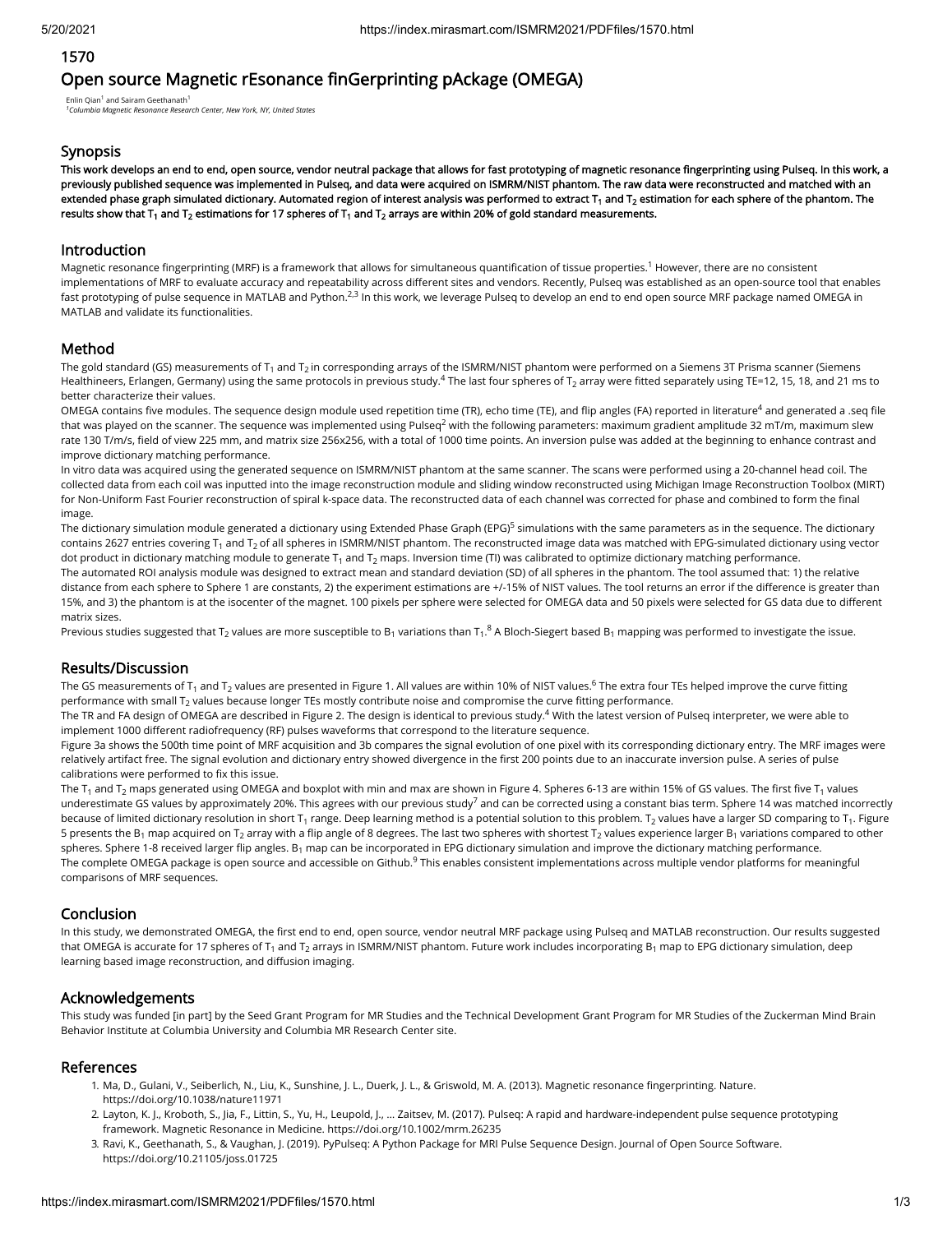1570

# Open source Magnetic rEsonance finGerprinting pAckage (OMEGA)

Enlin Qian[1] and Sairam Geethanath[1]

[1]*Columbia Magnetic Resonance Research Center, New York, NY, United States*

## Synopsis

**This work develops an end to end, open source, vendor neutral package that allows for fast prototyping of magnetic resonance fingerprinting using Pulseq. In this work, a previously published sequence was implemented in Pulseq, and data were acquired on ISMRM/NIST phantom. The raw data were reconstructed and matched with an extended phase graph simulated dictionary. Automated region of interest analysis was performed to extract $T_1$ and $T_2$ estimation for each sphere of the phantom. The results show that $T_1$ and $T_2$ estimations for 17 spheres of $T_1$ and $T_2$ arrays are within 20% of gold standard measurements.**

## Introduction

Magnetic resonance fingerprinting (MRF) is a framework that allows for simultaneous quantification of tissue properties.[1] However, there are no consistent implementations of MRF to evaluate accuracy and repeatability across different sites and vendors. Recently, Pulseq was established as an open-source tool that enables fast prototyping of pulse sequence in MATLAB and Python.[2,3] In this work, we leverage Pulseq to develop an end to end open source MRF package named OMEGA in MATLAB and validate its functionalities.

## Method

The gold standard (GS) measurements of $T_1$ and $T_2$ in corresponding arrays of the ISMRM/NIST phantom were performed on a Siemens 3T Prisma scanner (Siemens Healthineers, Erlangen, Germany) using the same protocols in previous study.[4] The last four spheres of $T_2$ array were fitted separately using TE=12, 15, 18, and 21 ms to better characterize their values.

OMEGA contains five modules. The sequence design module used repetition time (TR), echo time (TE), and flip angles (FA) reported in literature[4] and generated a .seq file that was played on the scanner. The sequence was implemented using Pulseq[2] with the following parameters: maximum gradient amplitude 32 mT/m, maximum slew rate 130 T/m/s, field of view 225 mm, and matrix size 256x256, with a total of 1000 time points. An inversion pulse was added at the beginning to enhance contrast and improve dictionary matching performance.

In vitro data was acquired using the generated sequence on ISMRM/NIST phantom at the same scanner. The scans were performed using a 20-channel head coil. The collected data from each coil was inputted into the image reconstruction module and sliding window reconstructed using Michigan Image Reconstruction Toolbox (MIRT) for Non-Uniform Fast Fourier reconstruction of spiral k-space data. The reconstructed data of each channel was corrected for phase and combined to form the final image.

The dictionary simulation module generated a dictionary using Extended Phase Graph (EPG)[5] simulations with the same parameters as in the sequence. The dictionary contains 2627 entries covering $T_1$ and $T_2$ of all spheres in ISMRM/NIST phantom. The reconstructed image data was matched with EPG-simulated dictionary using vector dot product in dictionary matching module to generate $T_1$ and $T_2$ maps. Inversion time (TI) was calibrated to optimize dictionary matching performance.

The automated ROI analysis module was designed to extract mean and standard deviation (SD) of all spheres in the phantom. The tool assumed that: 1) the relative distance from each sphere to Sphere 1 are constants, 2) the experiment estimations are +/-15% of NIST values. The tool returns an error if the difference is greater than 15%, and 3) the phantom is at the isocenter of the magnet. 100 pixels per sphere were selected for OMEGA data and 50 pixels were selected for GS data due to different matrix sizes.

Previous studies suggested that $T_2$ values are more susceptible to $B_1$ variations than $T_1$.[8] A Bloch-Siegert based $B_1$ mapping was performed to investigate the issue.

## Results/Discussion

The GS measurements of $T_1$ and $T_2$ values are presented in Figure 1. All values are within 10% of NIST values.[6] The extra four TEs helped improve the curve fitting performance with small $T_2$ values because longer TEs mostly contribute noise and compromise the curve fitting performance.

The TR and FA design of OMEGA are described in Figure 2. The design is identical to previous study.[4] With the latest version of Pulseq interpreter, we were able to implement 1000 different radiofrequency (RF) pulses waveforms that correspond to the literature sequence.

Figure 3a shows the 500th time point of MRF acquisition and 3b compares the signal evolution of one pixel with its corresponding dictionary entry. The MRF images were relatively artifact free. The signal evolution and dictionary entry showed divergence in the first 200 points due to an inaccurate inversion pulse. A series of pulse calibrations were performed to fix this issue.

The $T_1$ and $T_2$ maps generated using OMEGA and boxplot with min and max are shown in Figure 4. Spheres 6-13 are within 15% of GS values. The first five $T_1$ values underestimate GS values by approximately 20%. This agrees with our previous study[7] and can be corrected using a constant bias term. Sphere 14 was matched incorrectly because of limited dictionary resolution in short $T_1$ range. Deep learning method is a potential solution to this problem. $T_2$ values have a larger SD comparing to $T_1$. Figure 5 presents the $B_1$ map acquired on $T_2$ array with a flip angle of 8 degrees. The last two spheres with shortest $T_2$ values experience larger $B_1$ variations compared to other spheres. Sphere 1-8 received larger flip angles. $B_1$ map can be incorporated in EPG dictionary simulation and improve the dictionary matching performance.

The complete OMEGA package is open source and accessible on Github.[9] This enables consistent implementations across multiple vendor platforms for meaningful comparisons of MRF sequences.

## Conclusion

In this study, we demonstrated OMEGA, the first end to end, open source, vendor neutral MRF package using Pulseq and MATLAB reconstruction. Our results suggested that OMEGA is accurate for 17 spheres of $T_1$ and $T_2$ arrays in ISMRM/NIST phantom. Future work includes incorporating $B_1$ map to EPG dictionary simulation, deep learning based image reconstruction, and diffusion imaging.

## Acknowledgements

This study was funded [in part] by the Seed Grant Program for MR Studies and the Technical Development Grant Program for MR Studies of the Zuckerman Mind Brain Behavior Institute at Columbia University and Columbia MR Research Center site.

## References

1. Ma, D., Gulani, V., Seiberlich, N., Liu, K., Sunshine, J. L., Duerk, J. L., & Griswold, M. A. (2013). Magnetic resonance fingerprinting. Nature. https://doi.org/10.1038/nature11971
2. Layton, K. J., Kroboth, S., Jia, F., Littin, S., Yu, H., Leupold, J., ... Zaitsev, M. (2017). Pulseq: A rapid and hardware-independent pulse sequence prototyping framework. Magnetic Resonance in Medicine. https://doi.org/10.1002/mrm.26235
3. Ravi, K., Geethanath, S., & Vaughan, J. (2019). PyPulseq: A Python Package for MRI Pulse Sequence Design. Journal of Open Source Software. https://doi.org/10.21105/joss.01725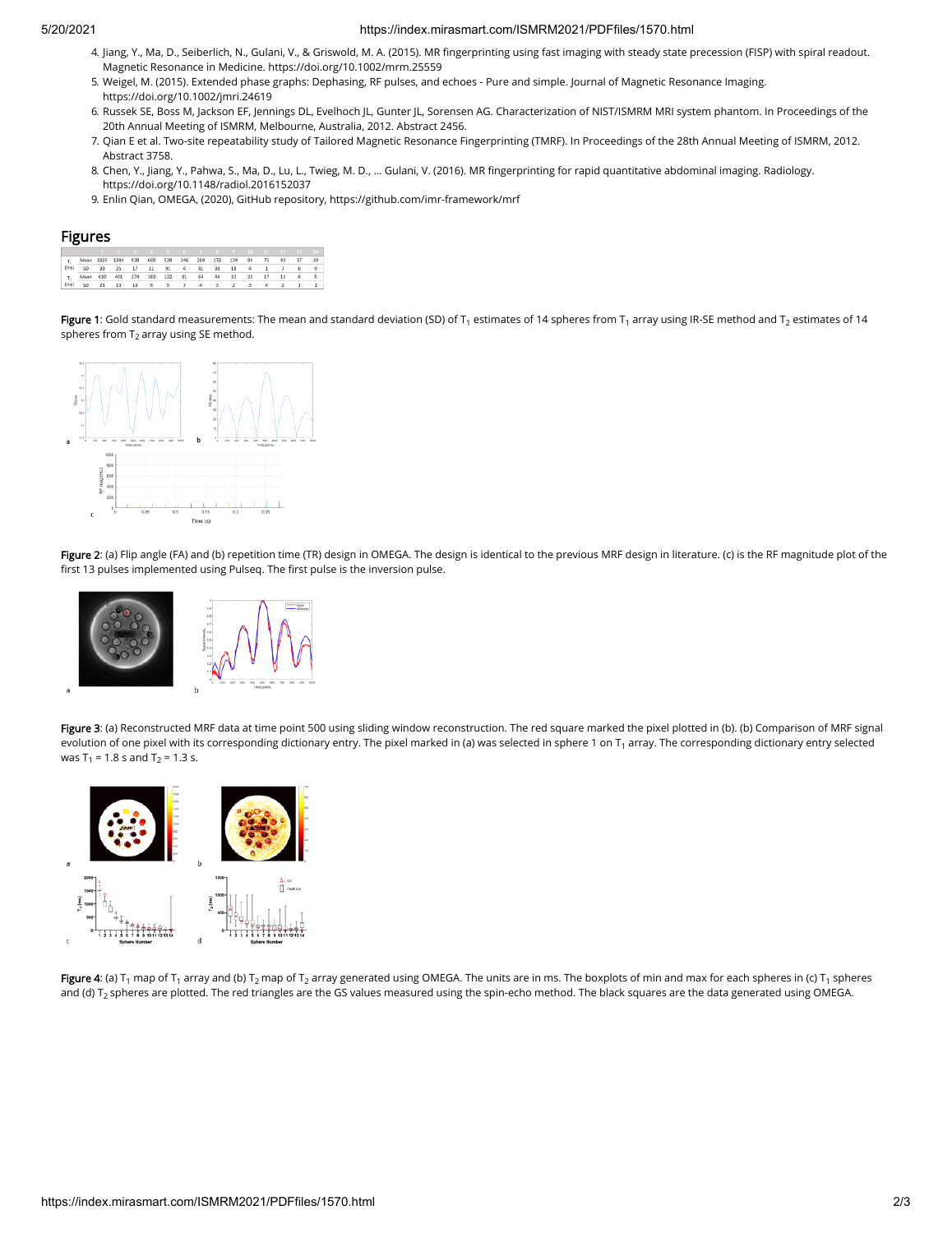4. Jiang, Y., Ma, D., Seiberlich, N., Gulani, V., & Griswold, M. A. (2015). MR fingerprinting using fast imaging with steady state precession (FISP) with spiral readout. Magnetic Resonance in Medicine. https://doi.org/10.1002/mrm.25559
5. Weigel, M. (2015). Extended phase graphs: Dephasing, RF pulses, and echoes - Pure and simple. Journal of Magnetic Resonance Imaging. https://doi.org/10.1002/jmri.24619
6. Russek SE, Boss M, Jackson EF, Jennings DL, Evelhoch JL, Gunter JL, Sorensen AG. Characterization of NIST/ISMRM MRI system phantom. In Proceedings of the 20th Annual Meeting of ISMRM, Melbourne, Australia, 2012. Abstract 2456.
7. Qian E et al. Two-site repeatability study of Tailored Magnetic Resonance Fingerprinting (TMRF). In Proceedings of the 28th Annual Meeting of ISMRM, 2012. Abstract 3758.
8. Chen, Y., Jiang, Y., Pahwa, S., Ma, D., Lu, L., Twieg, M. D., ... Gulani, V. (2016). MR fingerprinting for rapid quantitative abdominal imaging. Radiology. https://doi.org/10.1148/radiol.2016152037
9. Enlin Qian, OMEGA, (2020), GitHub repository, https://github.com/imr-framework/mrf

## Figures

| | | 1 | 2 | 3 | 4 | 5 | 6 | 7 | 8 | 9 | 10 | 11 | 12 | 13 | 14 |
|---|---|---|---|---|---|---|---|---|---|---|---|---|---|---|---|
| $T_1$ (ms) | Mean | 1855 | 1384 | 938 | 669 | 538 | 346 | 264 | 172 | 134 | 84 | 75 | 43 | 37 | 20 |
| | SD | 30 | 25 | 17 | 11 | 91 | 4 | 41 | 30 | 18 | 4 | 1 | 7 | 6 | 9 |
| $T_2$ (ms) | Mean | 610 | 401 | 274 | 183 | 132 | 91 | 64 | 46 | 32 | 22 | 17 | 12 | 6 | 5 |
| | SD | 23 | 13 | 10 | 9 | 5 | 7 | 4 | 3 | 2 | 3 | 4 | 2 | 1 | 1 |

**Figure 1**: Gold standard measurements: The mean and standard deviation (SD) of $T_1$ estimates of 14 spheres from $T_1$ array using IR-SE method and $T_2$ estimates of 14 spheres from $T_2$ array using SE method.

**Figure 2**: (a) Flip angle (FA) and (b) repetition time (TR) design in OMEGA. The design is identical to the previous MRF design in literature. (c) is the RF magnitude plot of the first 13 pulses implemented using Pulseq. The first pulse is the inversion pulse.

**Figure 3**: (a) Reconstructed MRF data at time point 500 using sliding window reconstruction. The red square marked the pixel plotted in (b). (b) Comparison of MRF signal evolution of one pixel with its corresponding dictionary entry. The pixel marked in (a) was selected in sphere 1 on $T_1$ array. The corresponding dictionary entry selected was $T_1$ = 1.8 s and $T_2$ = 1.3 s.

**Figure 4**: (a) $T_1$ map of $T_1$ array and (b) $T_2$ map of $T_2$ array generated using OMEGA. The units are in ms. The boxplots of min and max for each spheres in (c) $T_1$ spheres and (d) $T_2$ spheres are plotted. The red triangles are the GS values measured using the spin-echo method. The black squares are the data generated using OMEGA.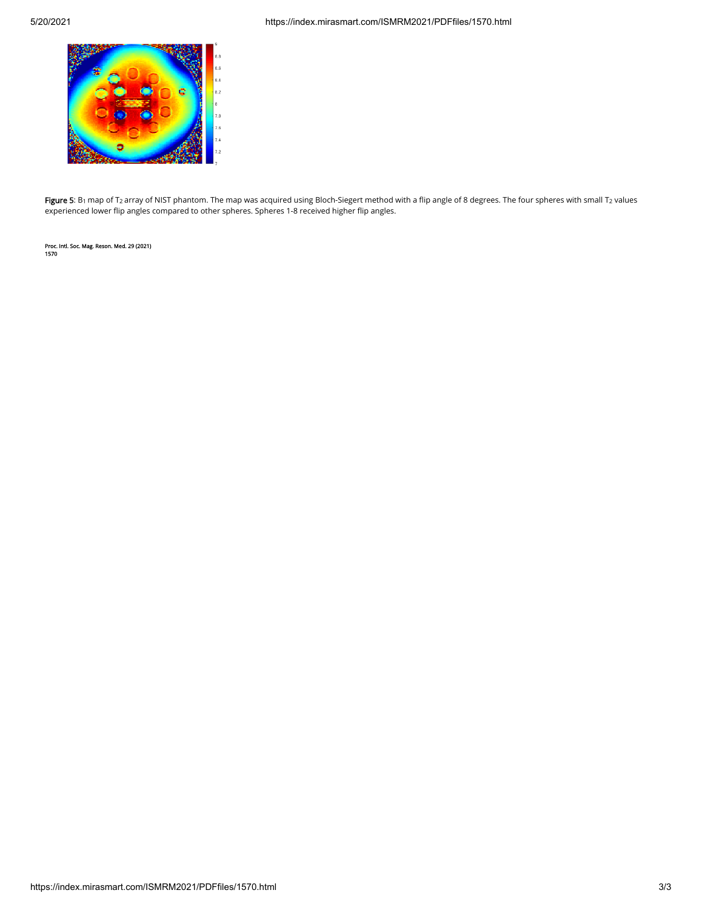9
8.8
8.6
8.4
8.2
8
7.8
7.6
7.4
7.2
7

**Figure 5**: $B_1$ map of $T_2$ array of NIST phantom. The map was acquired using Bloch-Siegert method with a flip angle of 8 degrees. The four spheres with small $T_2$ values experienced lower flip angles compared to other spheres. Spheres 1-8 received higher flip angles.

Proc. Intl. Soc. Mag. Reson. Med. 29 (2021)
1570